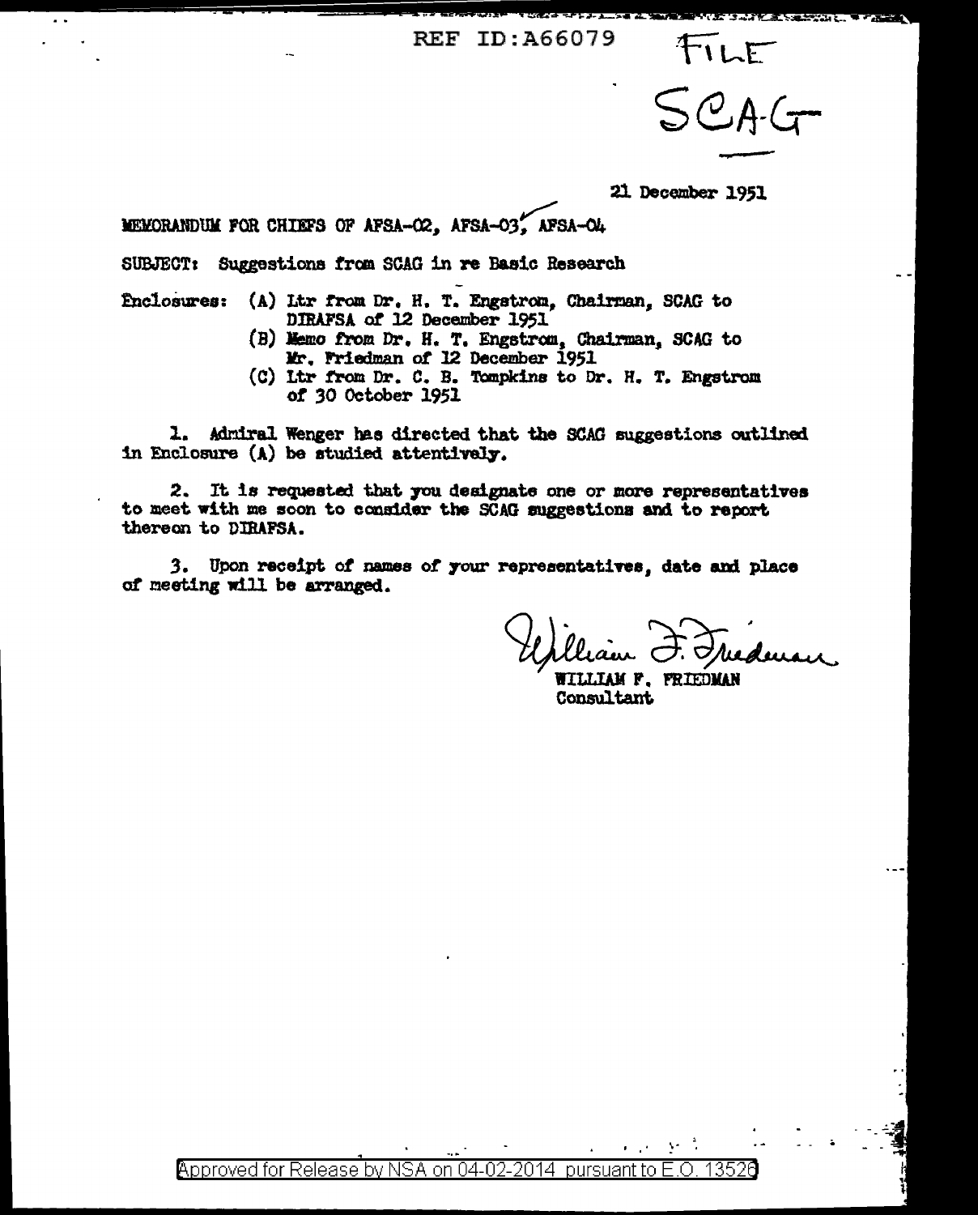REF ID:A66079

FILE

SCAG

21 December 1951

MEMORANDUM FOR CHIEFS OF AFSA-02, AFSA-03, AFSA-04

SUBJECT: Suggestions from SCAG in re Basic Research

Enclosures:
(A) Ltr from Dr. H. T. Engstrom, Chairman, SCAG to DIRAFSA of 12 December 1951
(B) Memo from Dr. H. T. Engstrom, Chairman, SCAG to Mr. Friedman of 12 December 1951
(C) Ltr from Dr. C. B. Tompkins to Dr. H. T. Engstrom of 30 October 1951

1. Admiral Wenger has directed that the SCAG suggestions outlined in Enclosure (A) be studied attentively.

2. It is requested that you designate one or more representatives to meet with me soon to consider the SCAG suggestions and to report thereon to DIRAFSA.

3. Upon receipt of names of your representatives, date and place of meeting will be arranged.

William F. Friedman

WILLIAM F. FRIEDMAN
Consultant

Approved for Release by NSA on 04-02-2014 pursuant to E.O. 13526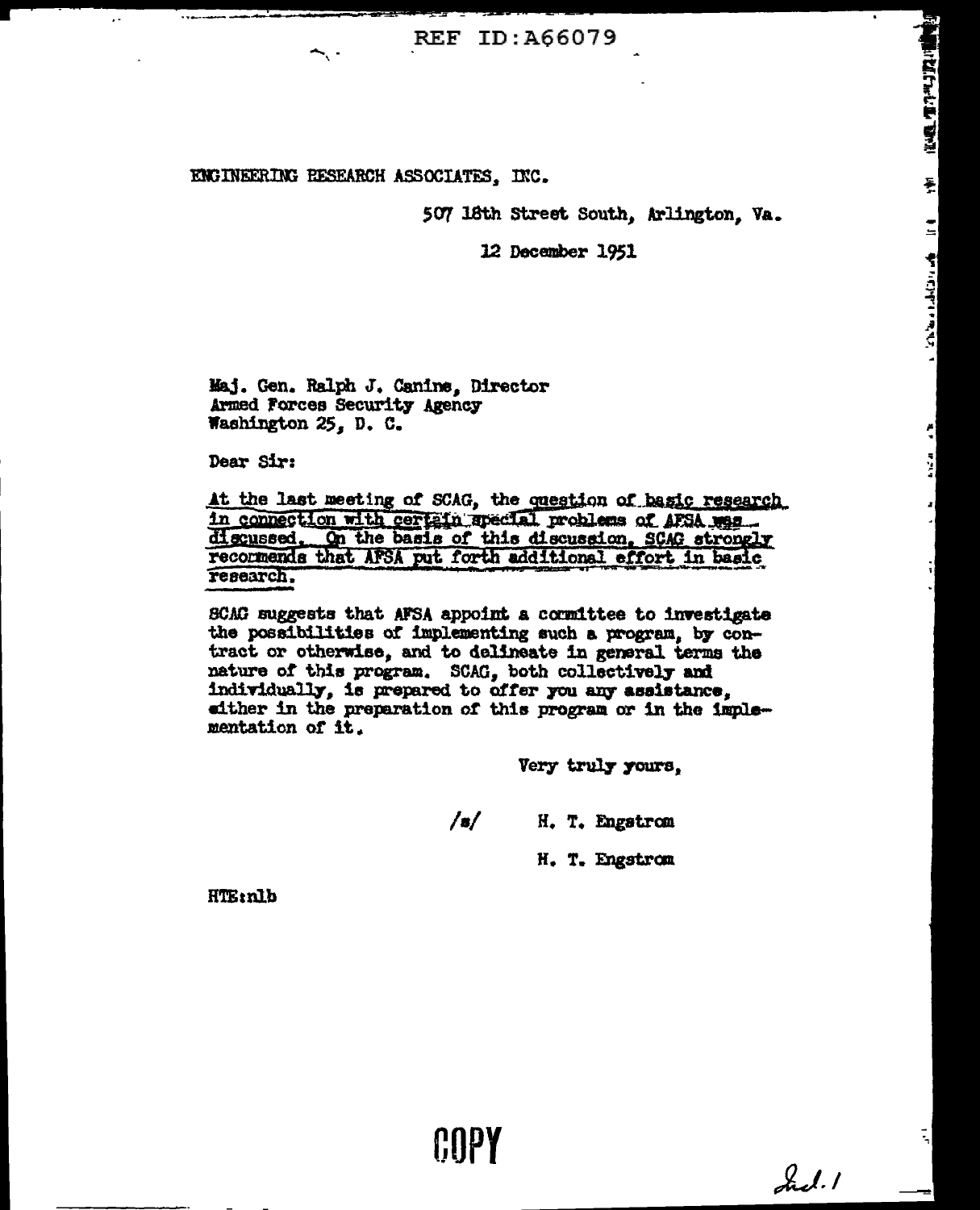REF ID:A66079

ENGINEERING RESEARCH ASSOCIATES, INC.

507 18th Street South, Arlington, Va.

12 December 1951

Maj. Gen. Ralph J. Canine, Director
Armed Forces Security Agency
Washington 25, D. C.

Dear Sir:

At the last meeting of SCAG, the question of basic research in connection with certain special problems of AFSA was discussed. On the basis of this discussion, SCAG strongly recommends that AFSA put forth additional effort in basic research.

SCAG suggests that AFSA appoint a committee to investigate the possibilities of implementing such a program, by contract or otherwise, and to delineate in general terms the nature of this program. SCAG, both collectively and individually, is prepared to offer you any assistance, either in the preparation of this program or in the implementation of it.

Very truly yours,

/s/ H. T. Engstrom

H. T. Engstrom

HTE:nlb

COPY

Incl. 1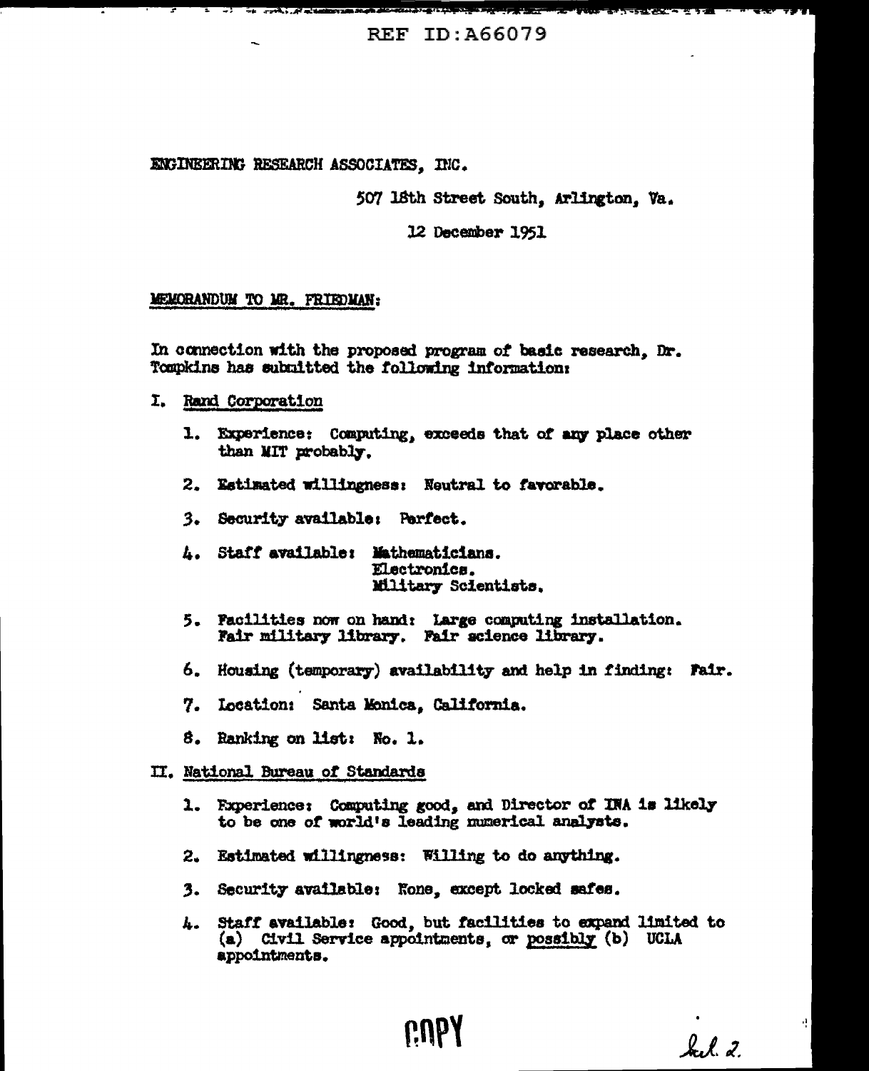ENGINEERING RESEARCH ASSOCIATES, INC.

507 18th Street South, Arlington, Va.

12 December 1951

MEMORANDUM TO MR. FRIEDMAN:

In connection with the proposed program of basic research, Dr. Tompkins has submitted the following information:

I. Rand Corporation

1. Experience: Computing, exceeds that of any place other than MIT probably.

2. Estimated willingness: Neutral to favorable.

3. Security available: Perfect.

4. Staff available: Mathematicians.
   Electronics.
   Military Scientists.

5. Facilities now on hand: Large computing installation. Fair military library. Fair science library.

6. Housing (temporary) availability and help in finding: Fair.

7. Location: Santa Monica, California.

8. Ranking on list: No. 1.

II. National Bureau of Standards

1. Experience: Computing good, and Director of INA is likely to be one of world's leading numerical analysts.

2. Estimated willingness: Willing to do anything.

3. Security available: None, except locked safes.

4. Staff available: Good, but facilities to expand limited to (a) Civil Service appointments, or possibly (b) UCLA appointments.

COPY

Incl. 2.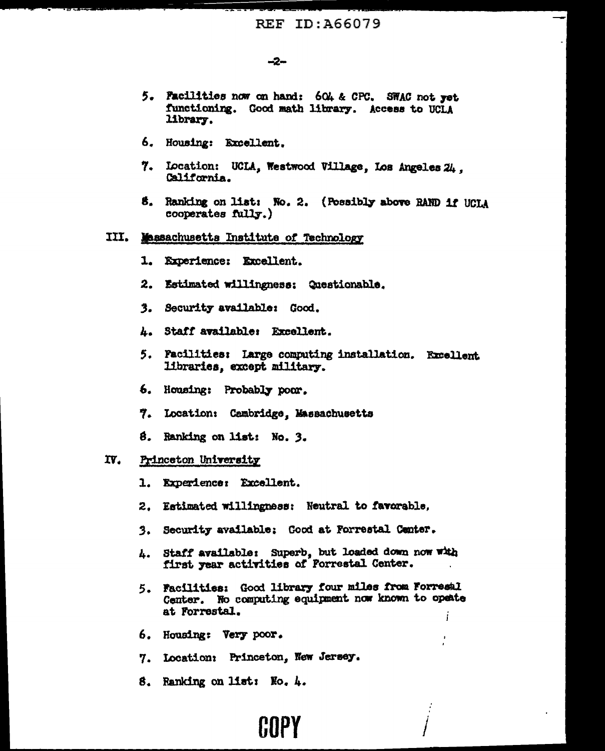5. Facilities now on hand: 604 & CPC. SWAC not yet functioning. Good math library. Access to UCLA library.

6. Housing: Excellent.

7. Location: UCLA, Westwood Village, Los Angeles 24, California.

8. Ranking on list: No. 2. (Possibly above RAND if UCLA cooperates fully.)

III. Massachusetts Institute of Technology

1. Experience: Excellent.

2. Estimated willingness: Questionable.

3. Security available: Good.

4. Staff available: Excellent.

5. Facilities: Large computing installation. Excellent libraries, except military.

6. Housing: Probably poor.

7. Location: Cambridge, Massachusetts

8. Ranking on list: No. 3.

IV. Princeton University

1. Experience: Excellent.

2. Estimated willingness: Neutral to favorable.

3. Security available: Good at Forrestal Center.

4. Staff available: Superb, but loaded down now with first year activities of Forrestal Center.

5. Facilities: Good library four miles from Forresal Center. No computing equipment now known to opeate at Forrestal.

6. Housing: Very poor.

7. Location: Princeton, New Jersey.

8. Ranking on list: No. 4.

COPY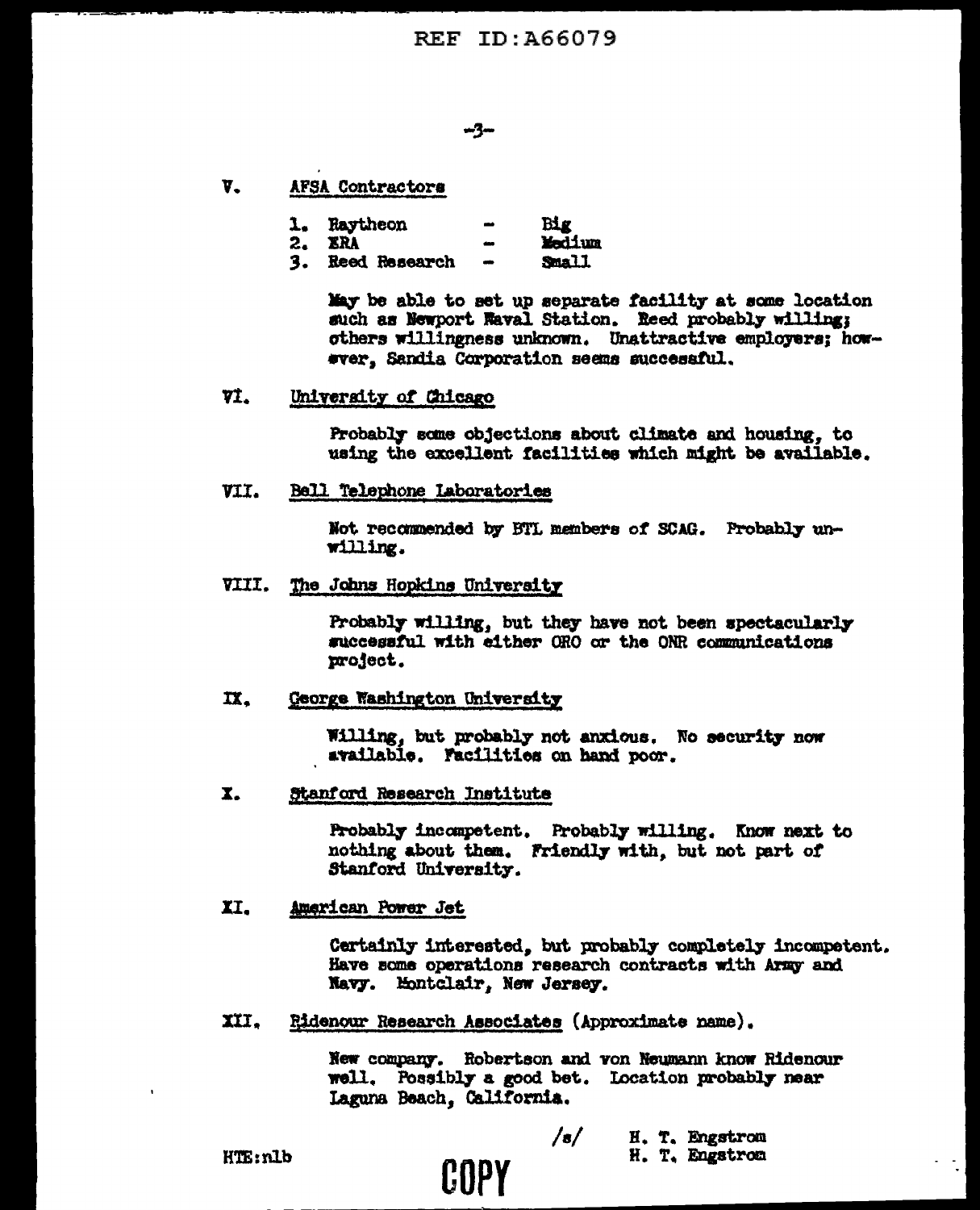V. AFSA Contractors

1. Raytheon - Big
2. ERA - Medium
3. Reed Research - Small

May be able to set up separate facility at some location such as Newport Naval Station. Reed probably willing; others willingness unknown. Unattractive employers; however, Sandia Corporation seems successful.

VI. University of Chicago

Probably some objections about climate and housing, to using the excellent facilities which might be available.

VII. Bell Telephone Laboratories

Not recommended by BTL members of SCAG. Probably unwilling.

VIII. The Johns Hopkins University

Probably willing, but they have not been spectacularly successful with either ORO or the ONR communications project.

IX. George Washington University

Willing, but probably not anxious. No security now available. Facilities on hand poor.

X. Stanford Research Institute

Probably incompetent. Probably willing. Know next to nothing about them. Friendly with, but not part of Stanford University.

XI. American Power Jet

Certainly interested, but probably completely incompetent. Have some operations research contracts with Army and Navy. Montclair, New Jersey.

XII. Ridenour Research Associates (Approximate name).

New company. Robertson and von Neumann know Ridenour well. Possibly a good bet. Location probably near Laguna Beach, California.

/s/ H. T. Engstrom
H. T. Engstrom

HTE:nlb

COPY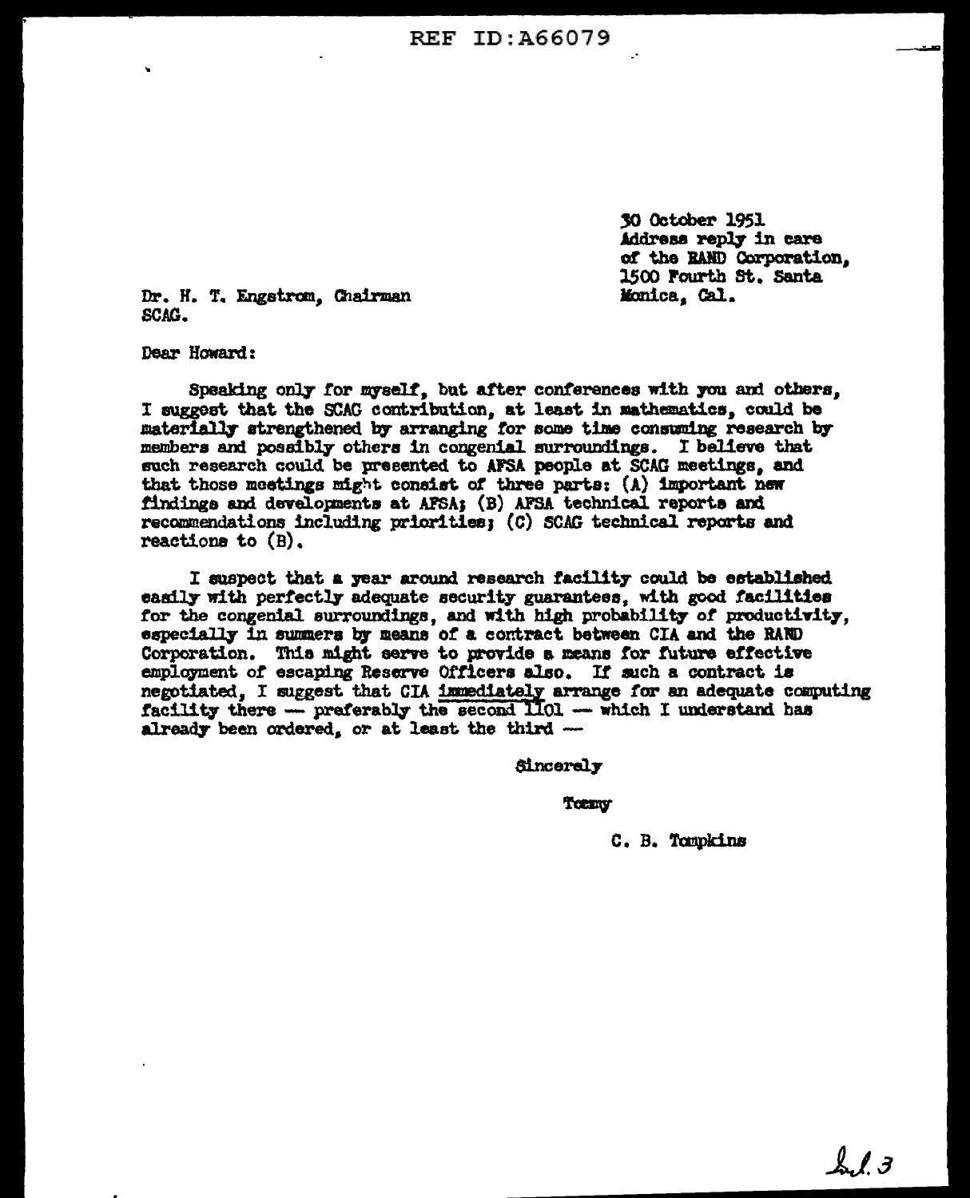REF ID:A66079

30 October 1951
Address reply in care
of the RAND Corporation,
1500 Fourth St. Santa
Monica, Cal.

Dr. H. T. Engstrom, Chairman
SCAG.

Dear Howard:

Speaking only for myself, but after conferences with you and others, I suggest that the SCAG contribution, at least in mathematics, could be materially strengthened by arranging for some time consuming research by members and possibly others in congenial surroundings. I believe that such research could be presented to AFSA people at SCAG meetings, and that those meetings might consist of three parts: (A) important new findings and developments at AFSA; (B) AFSA technical reports and recommendations including priorities; (C) SCAG technical reports and reactions to (B).

I suspect that a year around research facility could be established easily with perfectly adequate security guarantees, with good facilities for the congenial surroundings, and with high probability of productivity, especially in summers by means of a contract between CIA and the RAND Corporation. This might serve to provide a means for future effective employment of escaping Reserve Officers also. If such a contract is negotiated, I suggest that CIA immediately arrange for an adequate computing facility there — preferably the second 1101 — which I understand has already been ordered, or at least the third —

Sincerely

Tommy

C. B. Tompkins

Incl. 3